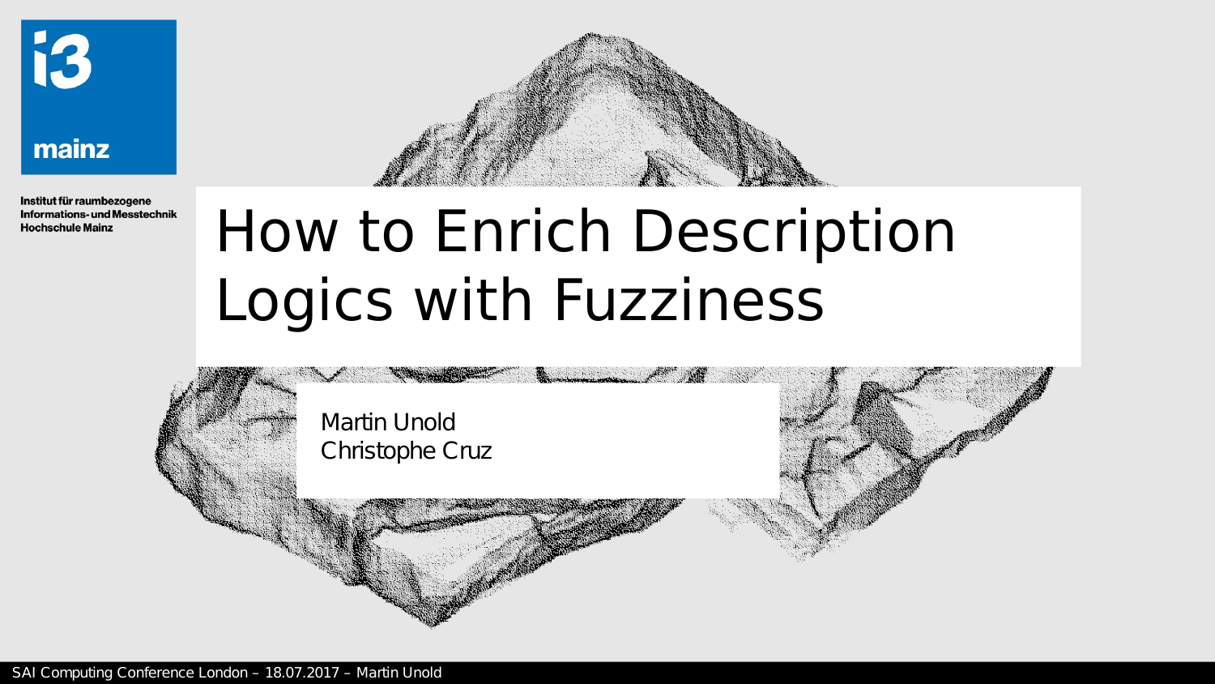i3 mainz

Institut für raumbezogene Informations- und Messtechnik Hochschule Mainz

# How to Enrich Description Logics with Fuzziness

Martin Unold
Christophe Cruz

SAI Computing Conference London – 18.07.2017 – Martin Unold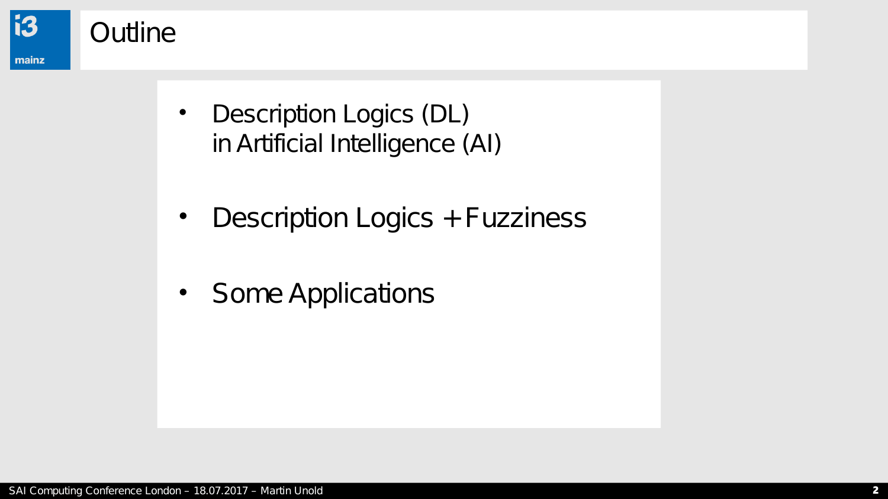# Outline

- Description Logics (DL) in Artificial Intelligence (AI)
- Description Logics + Fuzziness
- Some Applications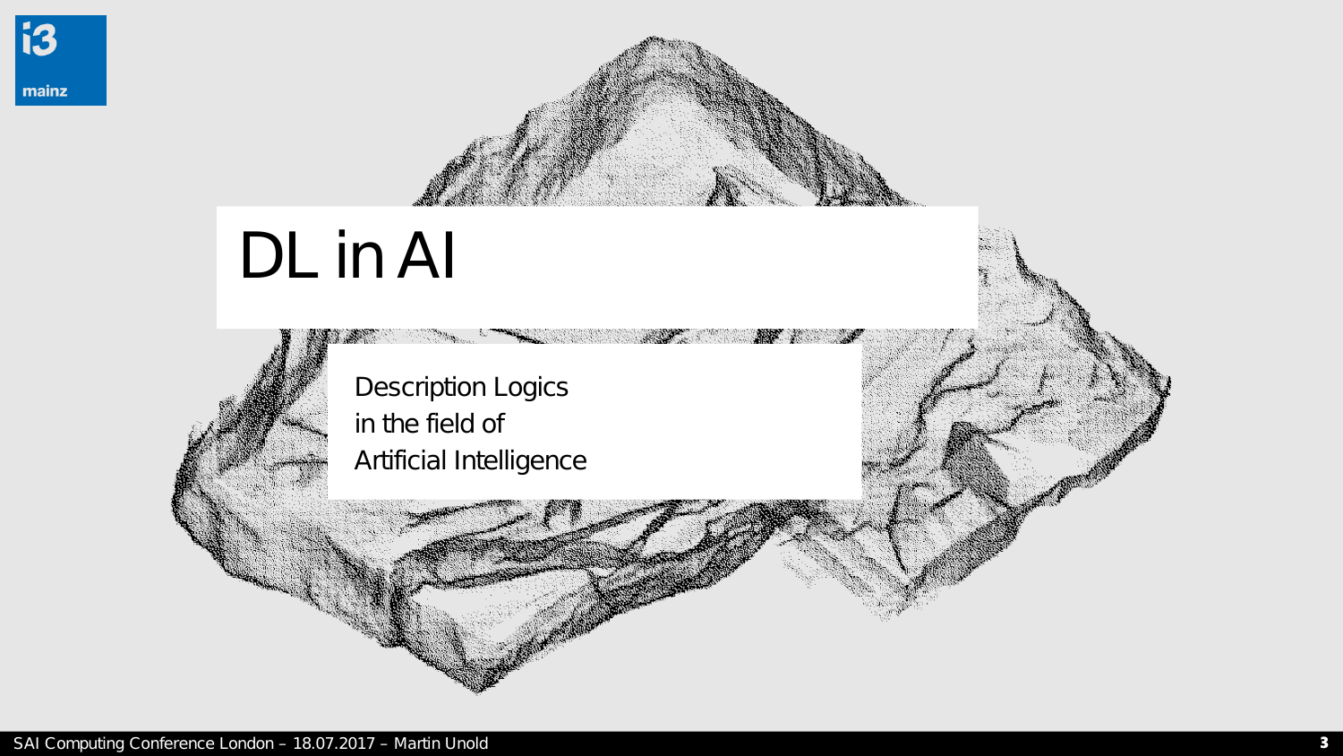# DL in AI

Description Logics
in the field of
Artificial Intelligence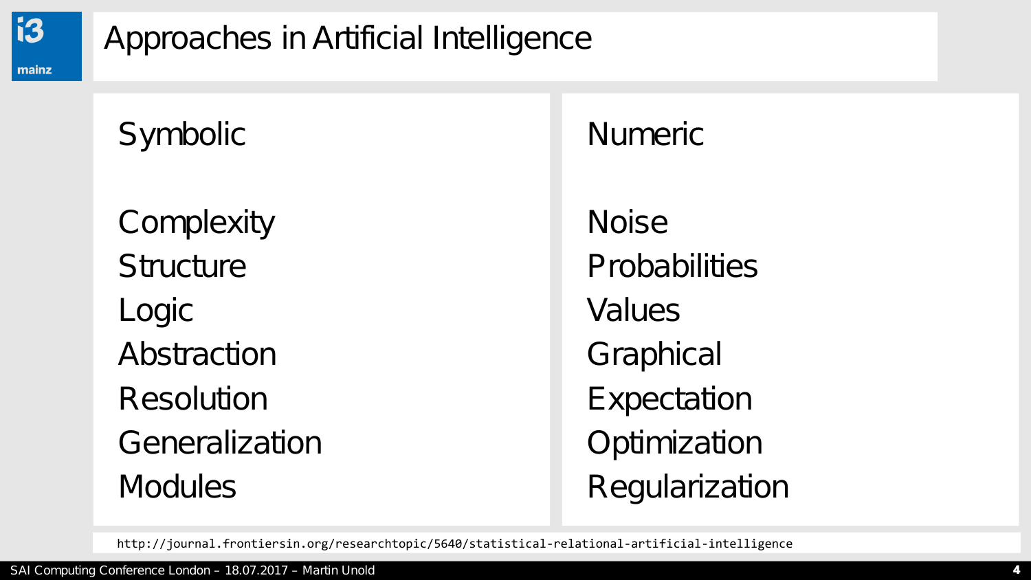# Approaches in Artificial Intelligence

## Symbolic

Complexity
Structure
Logic
Abstraction
Resolution
Generalization
Modules

## Numeric

Noise
Probabilities
Values
Graphical
Expectation
Optimization
Regularization

http://journal.frontiersin.org/researchtopic/5640/statistical-relational-artificial-intelligence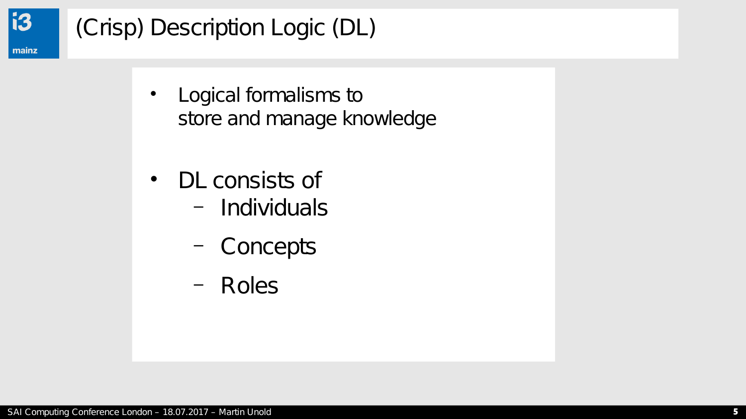# (Crisp) Description Logic (DL)

- Logical formalisms to store and manage knowledge
- DL consists of
  - Individuals
  - Concepts
  - Roles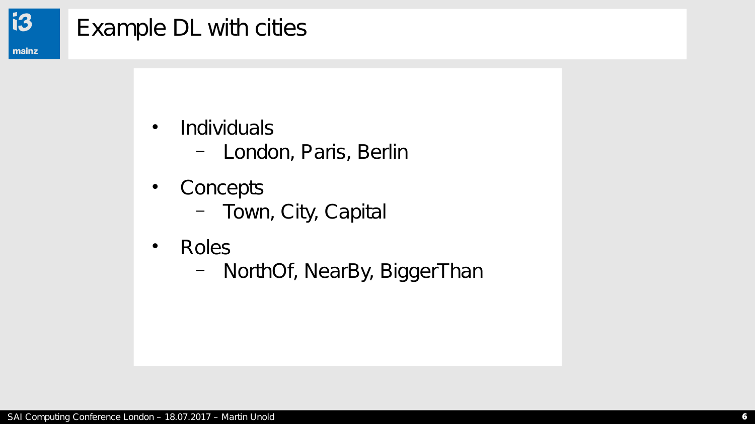# Example DL with cities

- Individuals
  - London, Paris, Berlin
- Concepts
  - Town, City, Capital
- Roles
  - NorthOf, NearBy, BiggerThan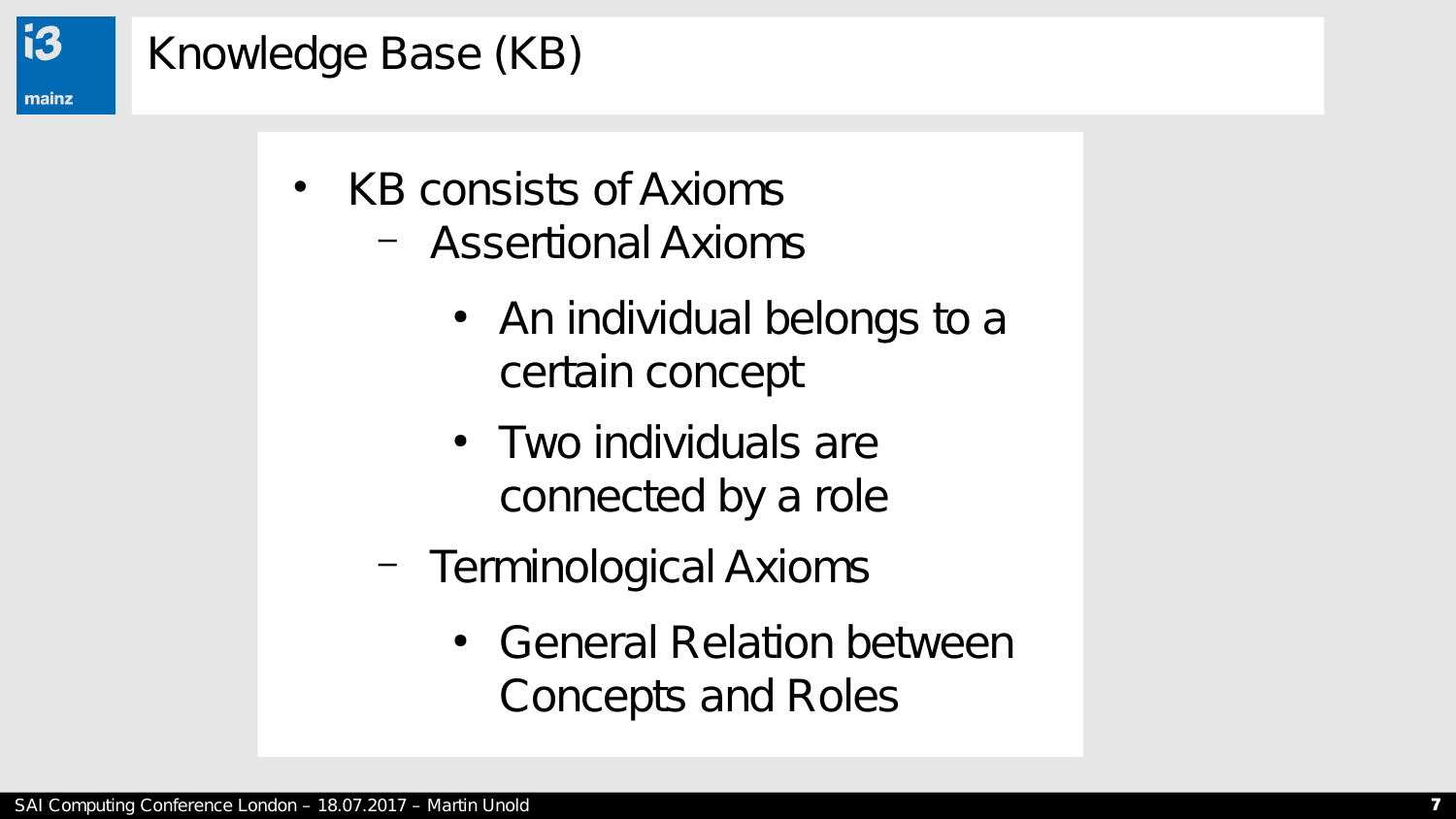# Knowledge Base (KB)

- KB consists of Axioms
  - Assertional Axioms
    - An individual belongs to a certain concept
    - Two individuals are connected by a role
  - Terminological Axioms
    - General Relation between Concepts and Roles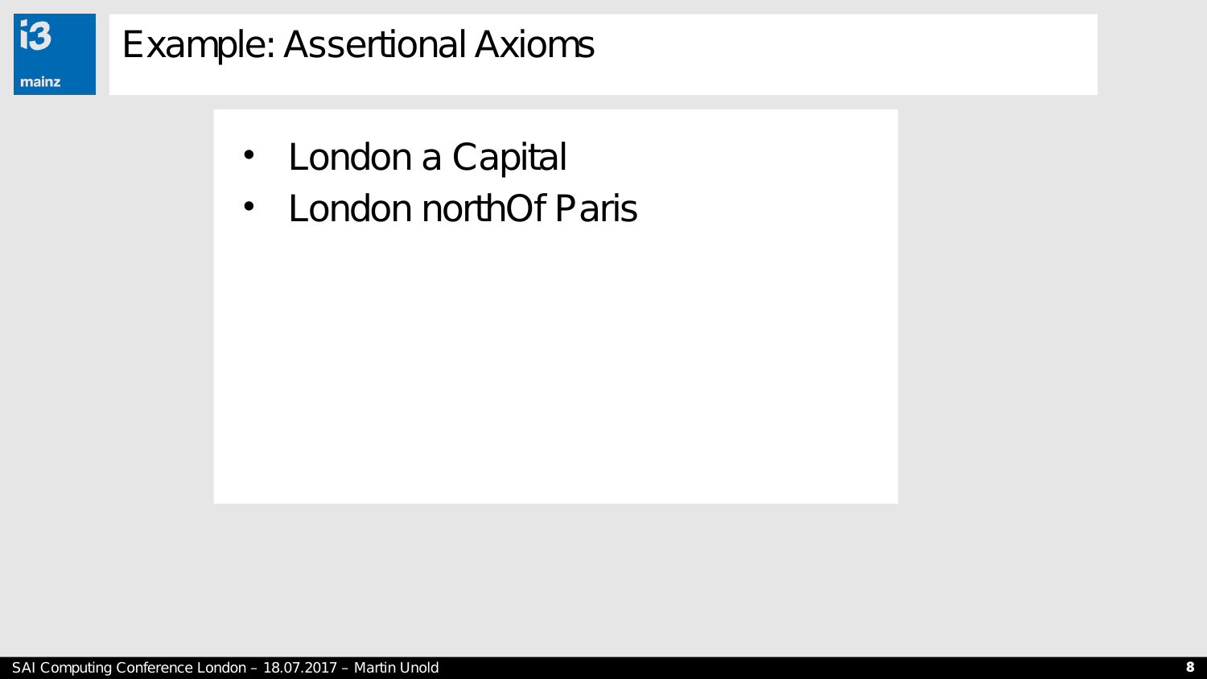# Example: Assertional Axioms

- London a Capital
- London northOf Paris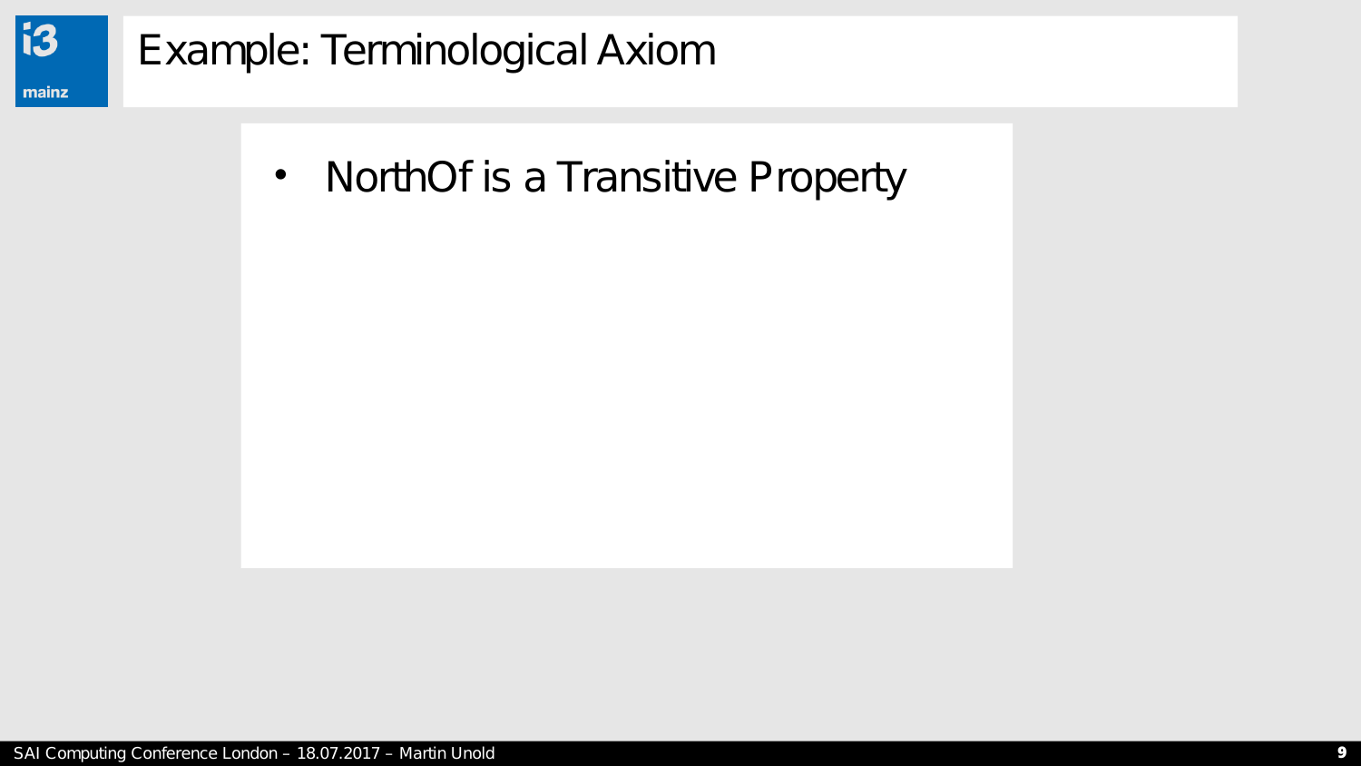# Example: Terminological Axiom

- NorthOf is a Transitive Property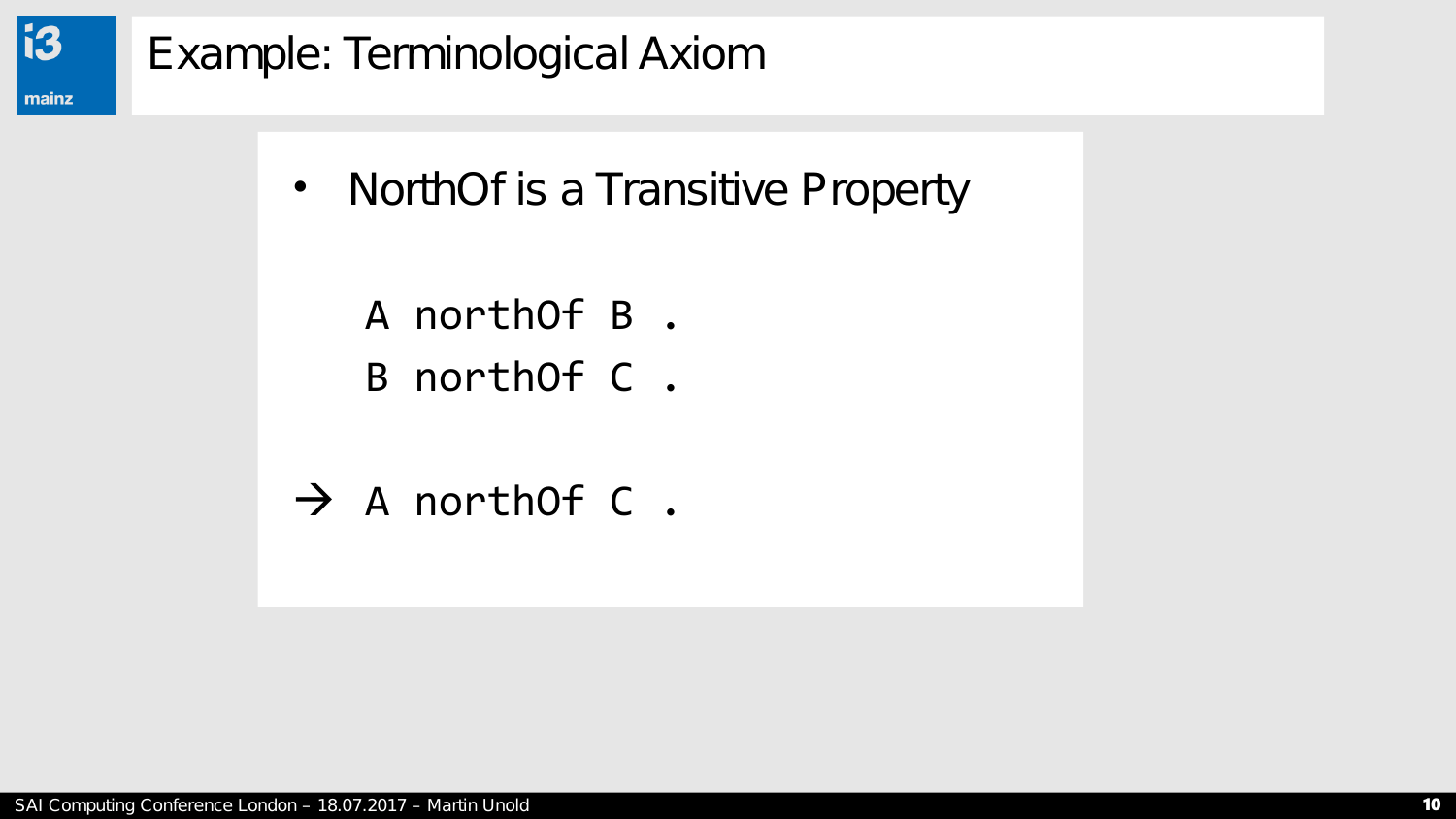# Example: Terminological Axiom

- NorthOf is a Transitive Property

```
A northOf B .
B northOf C .
```

→
```
A northOf C .
```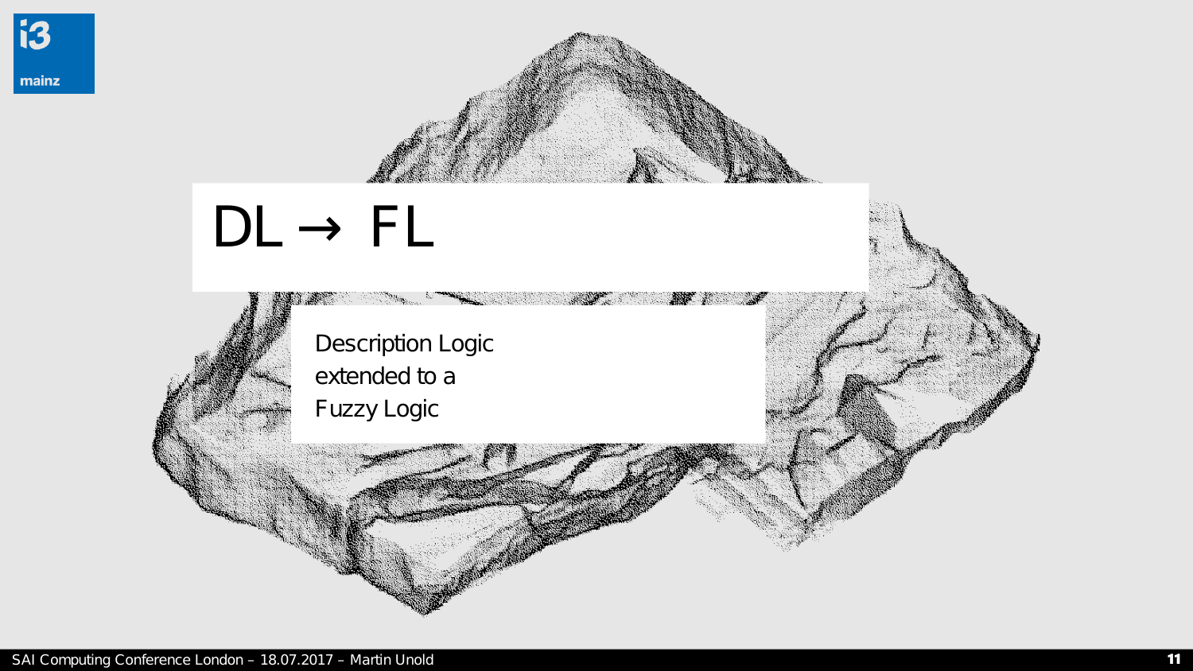# DL → FL

Description Logic
extended to a
Fuzzy Logic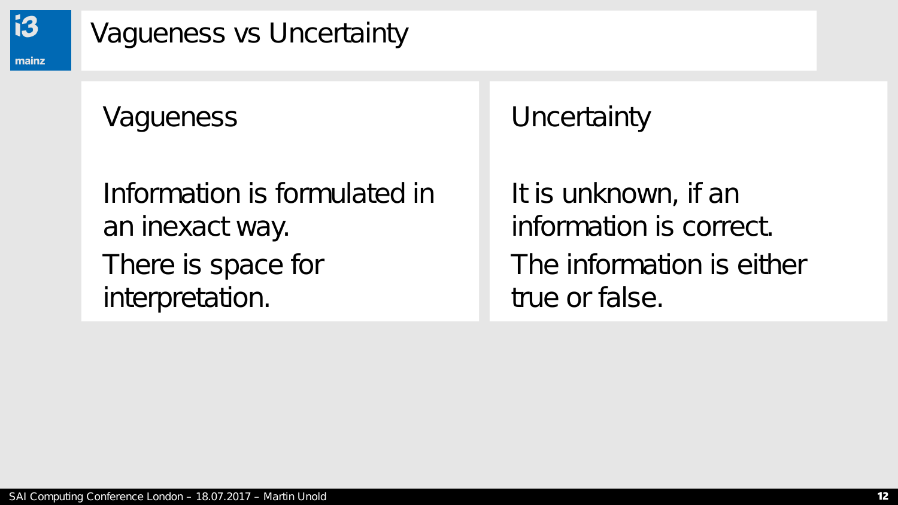# Vagueness vs Uncertainty

## Vagueness

Information is formulated in an inexact way.

There is space for interpretation.

## Uncertainty

It is unknown, if an information is correct.

The information is either true or false.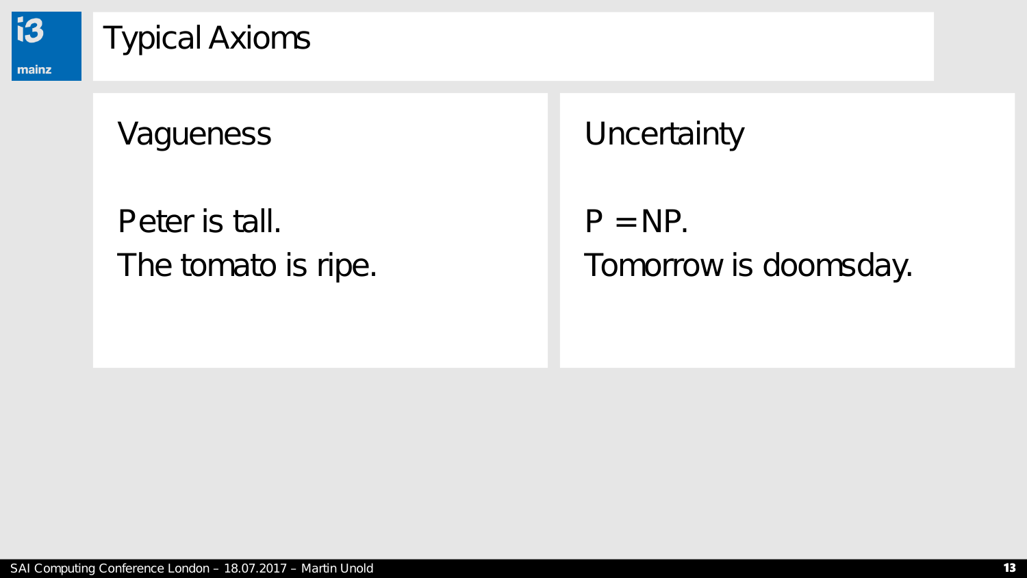# Typical Axioms

## Vagueness

Peter is tall.

The tomato is ripe.

## Uncertainty

$P = NP$.

Tomorrow is doomsday.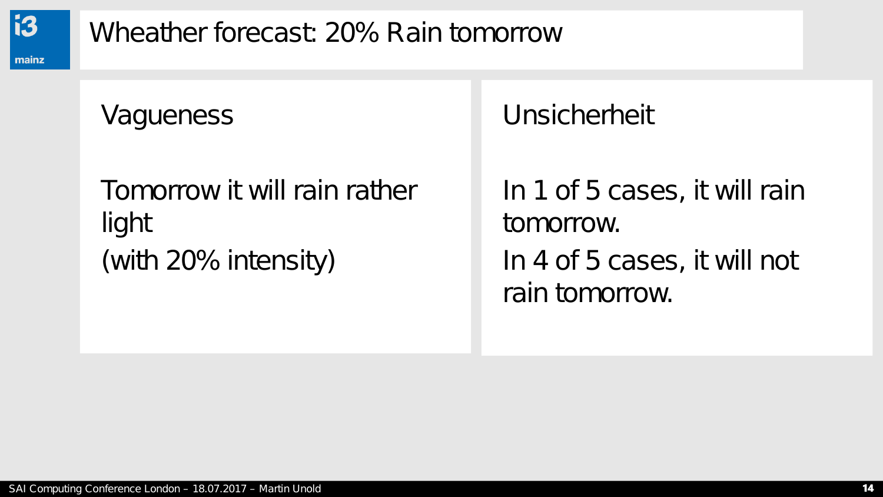# Wheather forecast: 20% Rain tomorrow

## Vagueness

Tomorrow it will rain rather light
(with 20% intensity)

## Unsicherheit

In 1 of 5 cases, it will rain tomorrow.
In 4 of 5 cases, it will not rain tomorrow.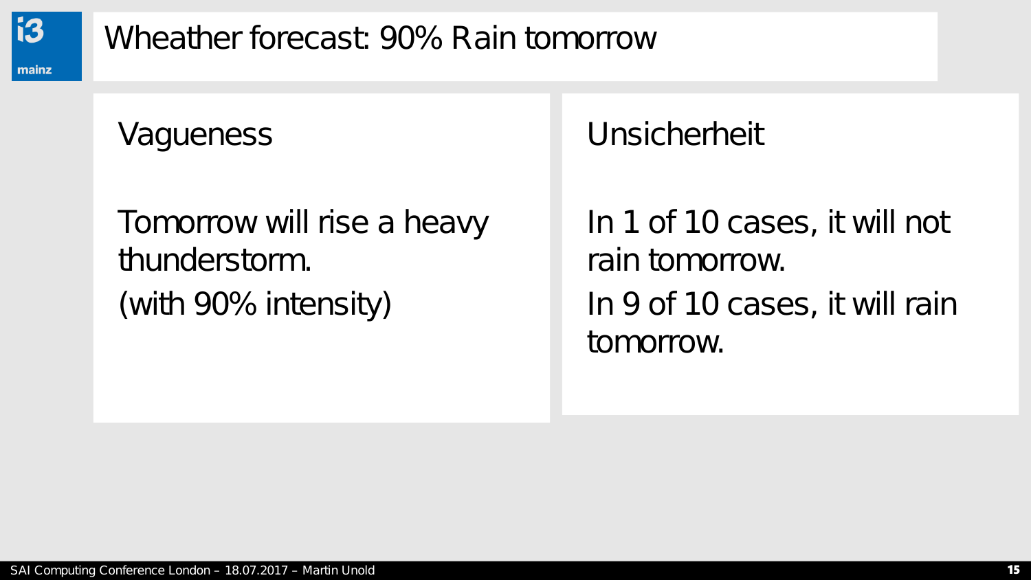# Wheather forecast: 90% Rain tomorrow

## Vagueness

Tomorrow will rise a heavy thunderstorm.

(with 90% intensity)

## Unsicherheit

In 1 of 10 cases, it will not rain tomorrow.

In 9 of 10 cases, it will rain tomorrow.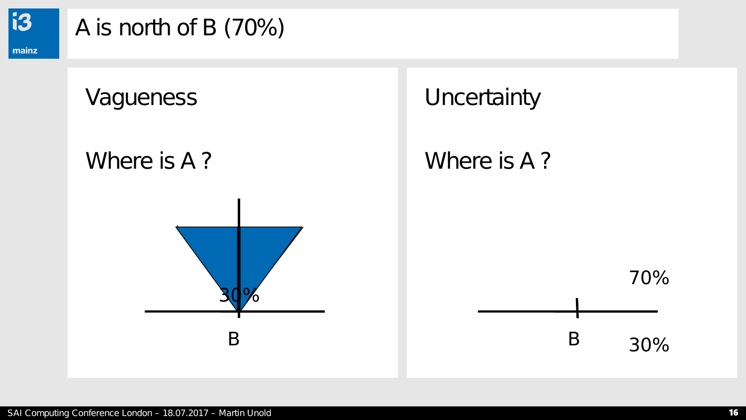# A is north of B (70%)

## Vagueness

Where is A ?

30%

B

## Uncertainty

Where is A ?

70%

B

30%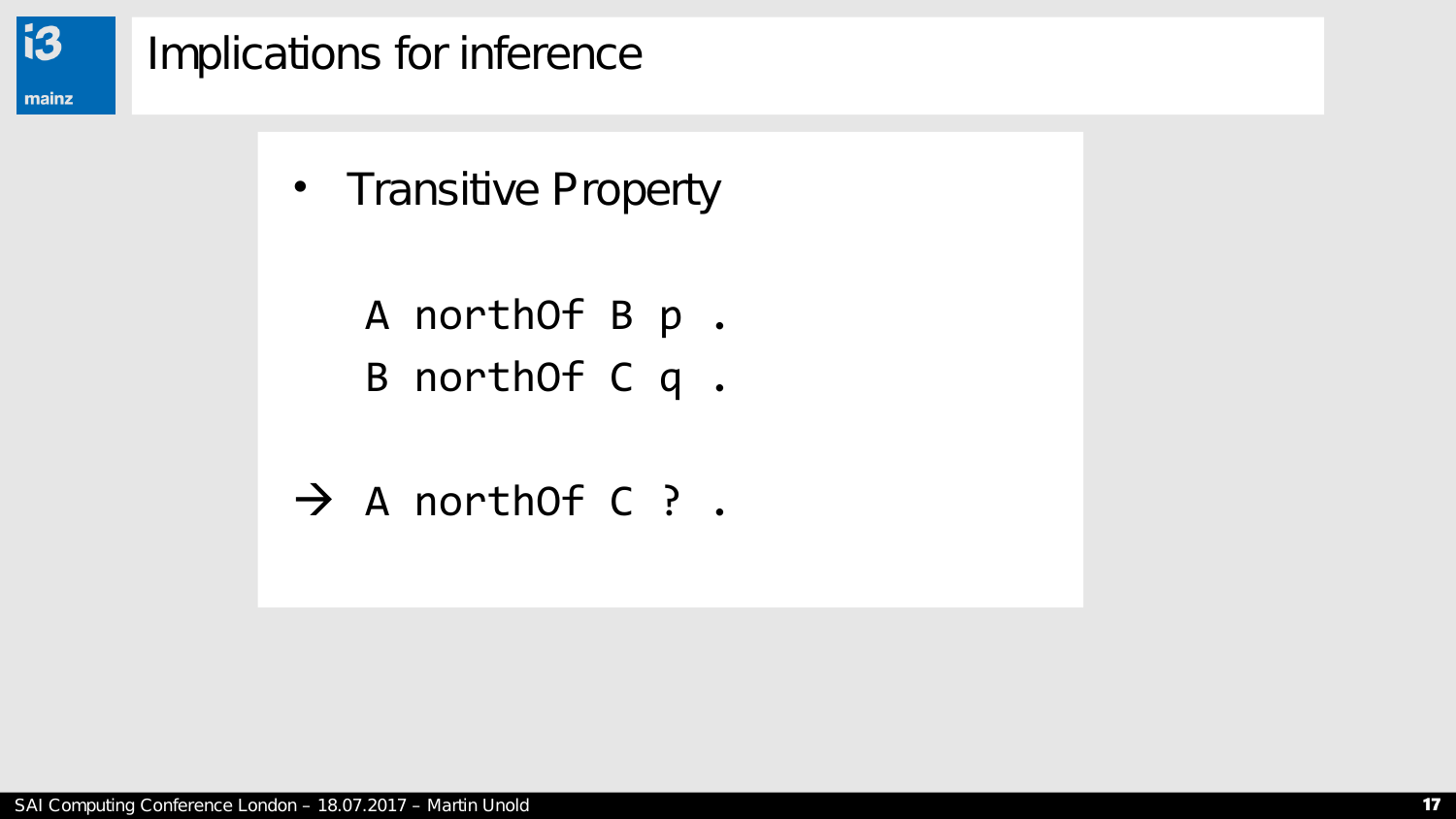# Implications for inference

- Transitive Property

```
A northOf B p .
B northOf C q .

→ A northOf C ? .
```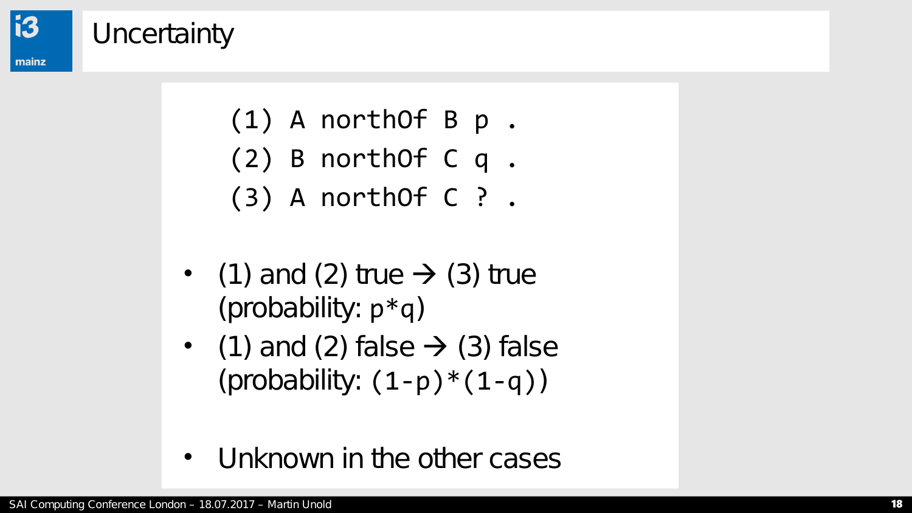# Uncertainty

```
(1) A northOf B p .
(2) B northOf C q .
(3) A northOf C ? .
```

- (1) and (2) true → (3) true (probability: $p*q$)
- (1) and (2) false → (3) false (probability: $(1-p)*(1-q)$)

- Unknown in the other cases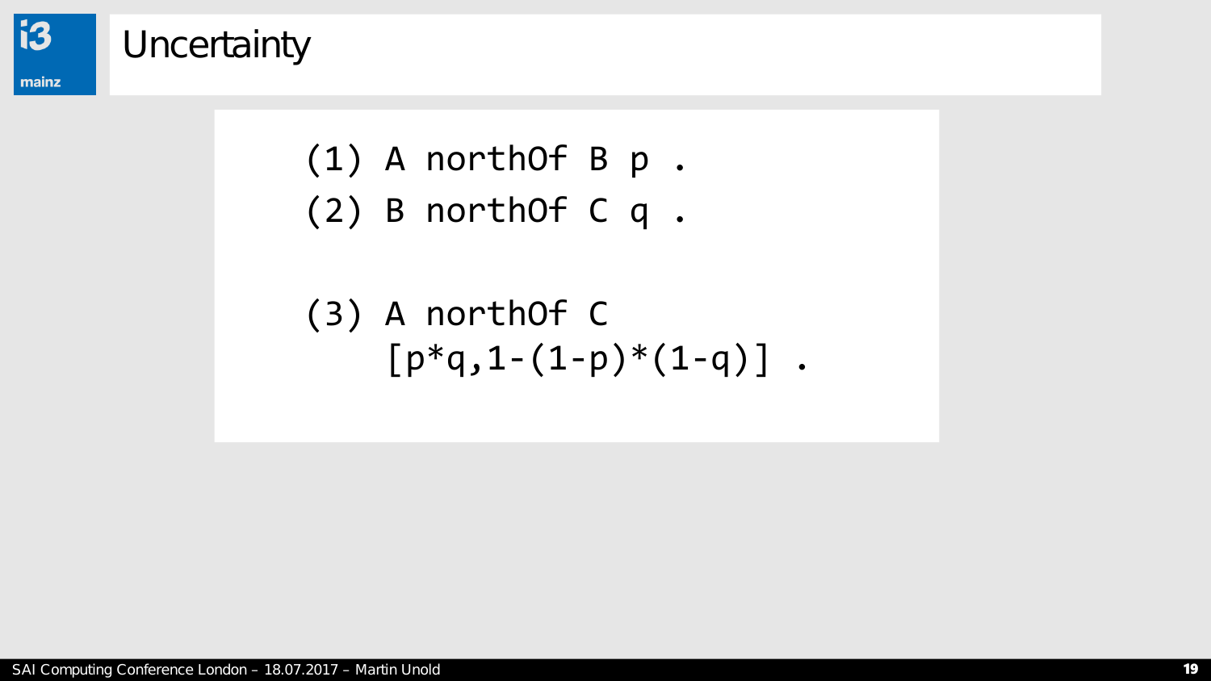# Uncertainty

```
(1) A northOf B p .
(2) B northOf C q .

(3) A northOf C
    [p*q,1-(1-p)*(1-q)] .
```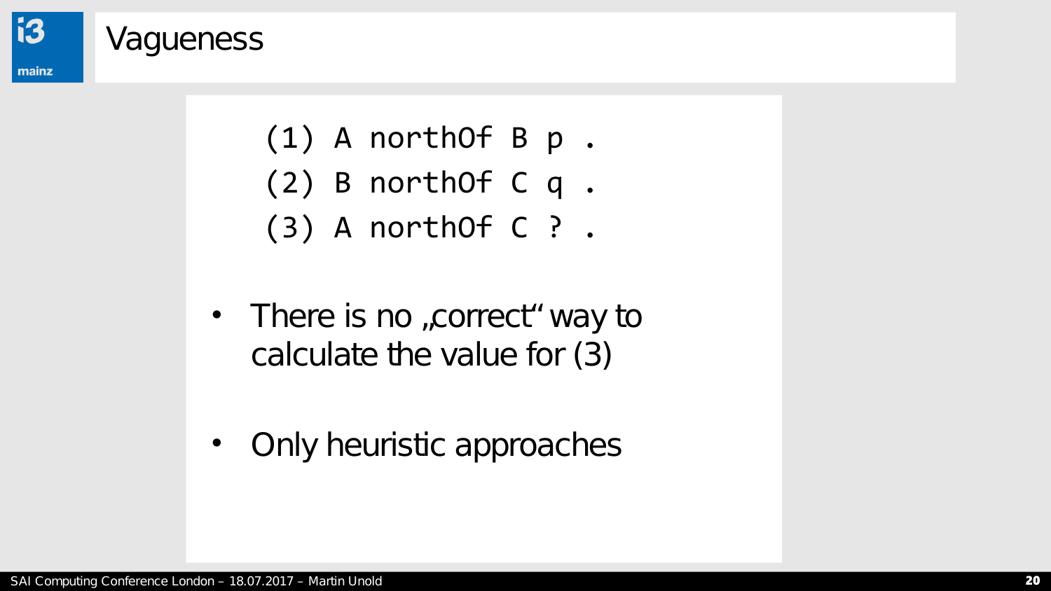# Vagueness

```
(1) A northOf B p .
(2) B northOf C q .
(3) A northOf C ? .
```

- There is no „correct" way to calculate the value for (3)
- Only heuristic approaches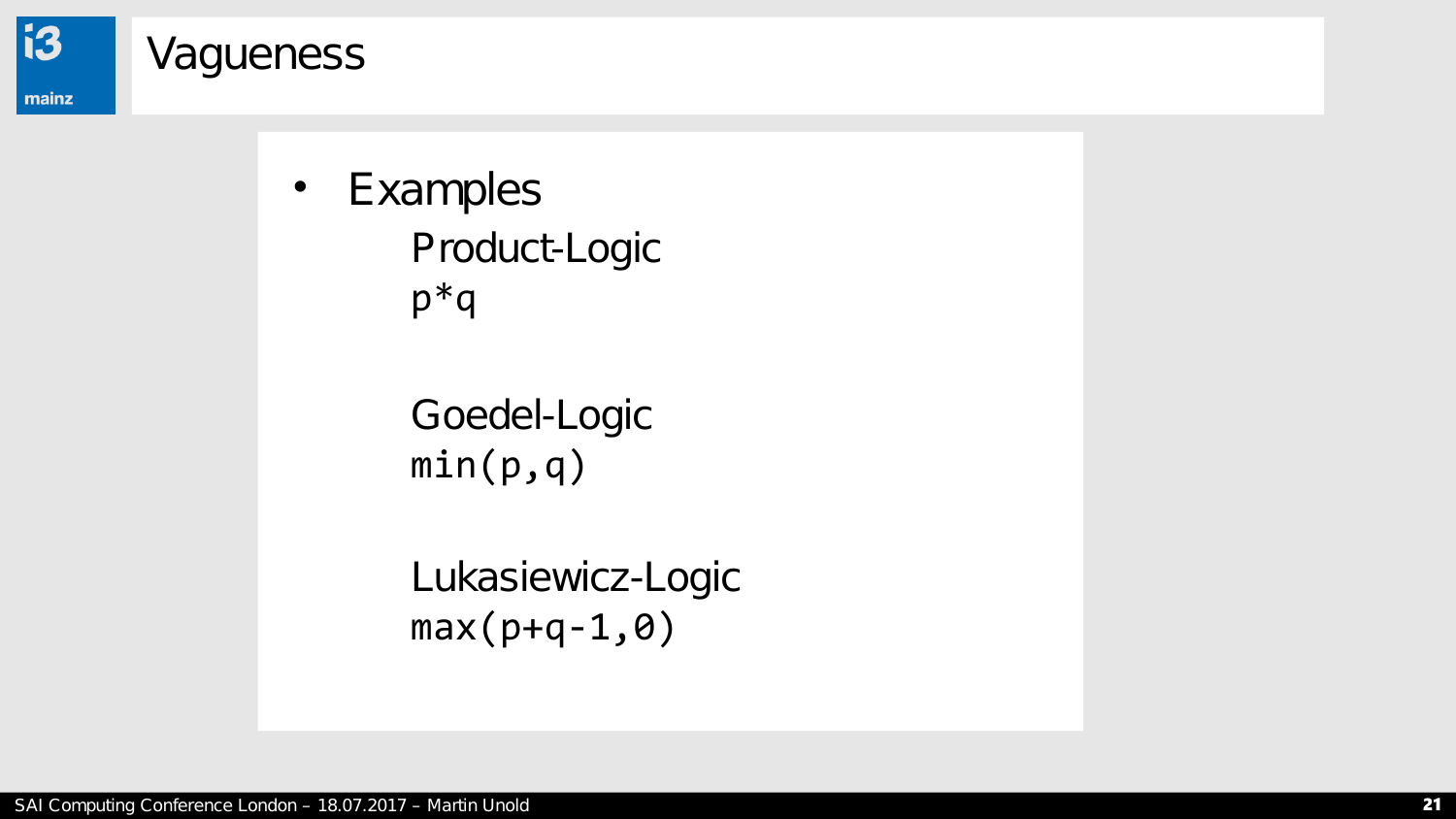# Vagueness

- Examples

  Product-Logic

  `p*q`

  Goedel-Logic

  `min(p,q)`

  Lukasiewicz-Logic

  `max(p+q-1,0)`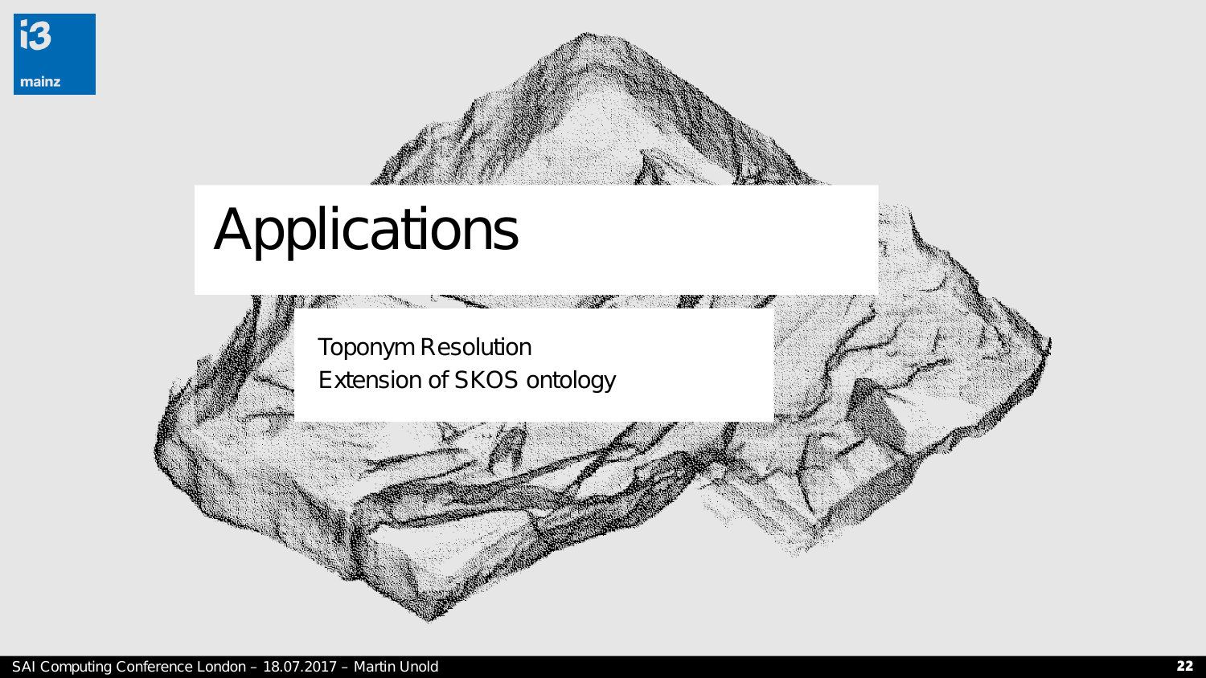# Applications

Toponym Resolution
Extension of SKOS ontology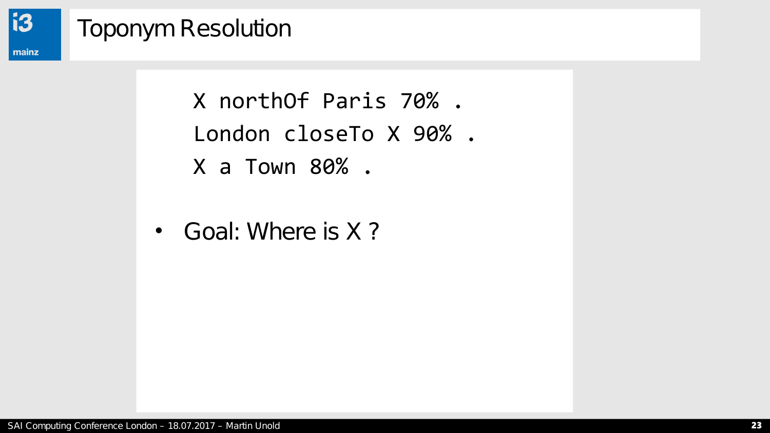# Toponym Resolution

```
X northOf Paris 70% .
London closeTo X 90% .
X a Town 80% .
```

- Goal: Where is X ?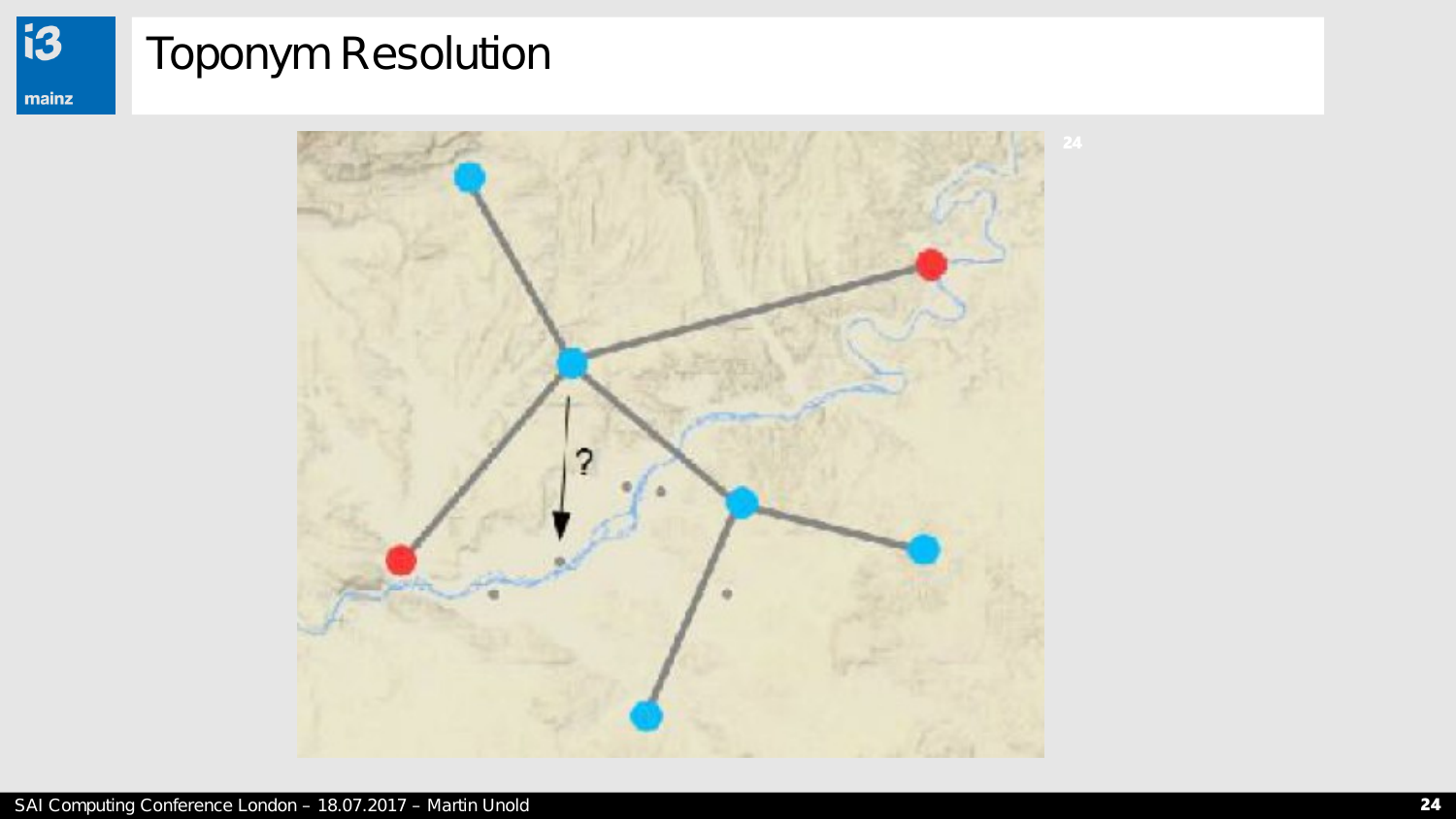# Toponym Resolution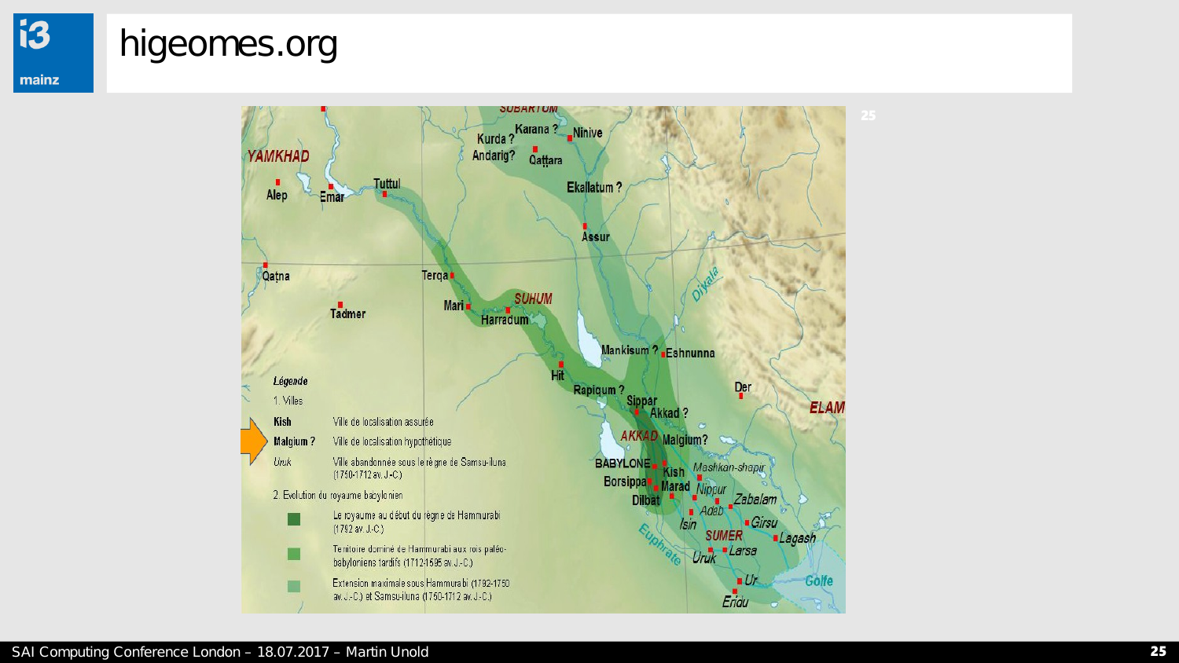# higeomes.org

Légende

1. Villes

| | |
|---|---|
| **Kish** | Ville de localisation assurée |
| **Malgium ?** | Ville de localisation hypothétique |
| *Uruk* | Ville abandonnée sous le règne de Samsu-iluna (1750-1712 av. J.-C.) |

2. Évolution du royaume babylonien

- Le royaume au début du règne de Hammurabi (1792 av. J.-C.)
- Territoire dominé de Hammurabi aux rois paléo-babyloniens tardifs (1712-1595 av. J.-C.)
- Extension maximale sous Hammurabi (1792-1750 av. J.-C.) et Samsu-iluna (1750-1712 av. J.-C.)

SAI Computing Conference London – 18.07.2017 – Martin Unold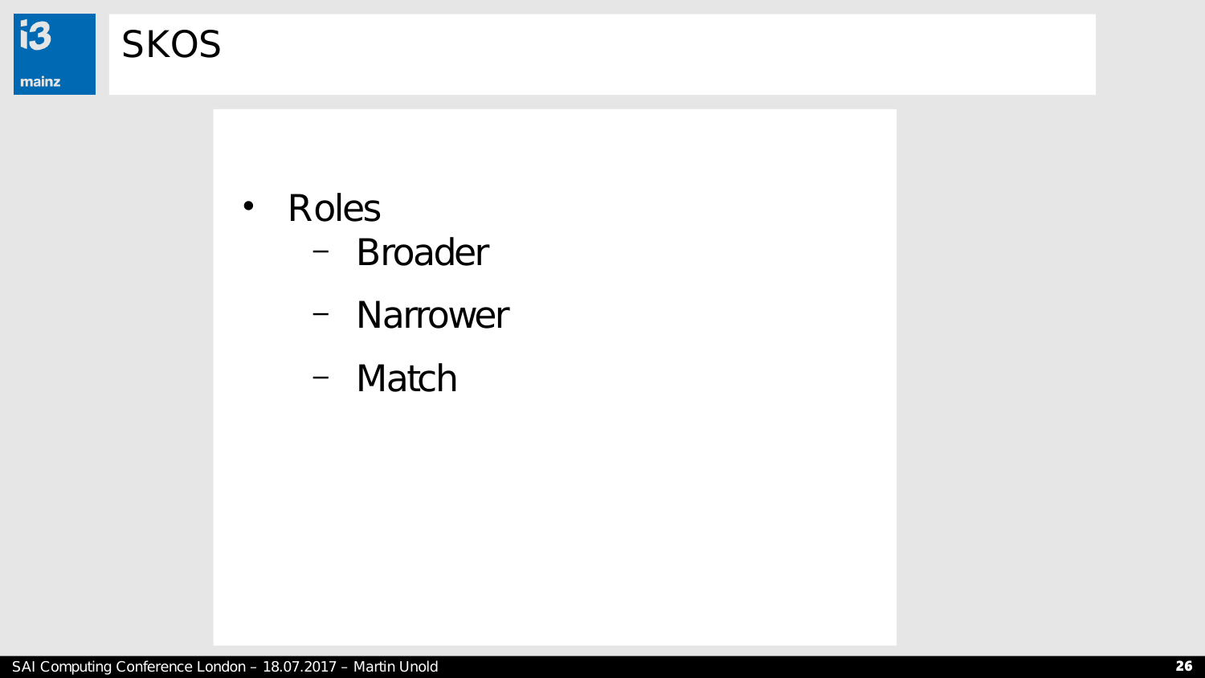# SKOS

- Roles
  - Broader
  - Narrower
  - Match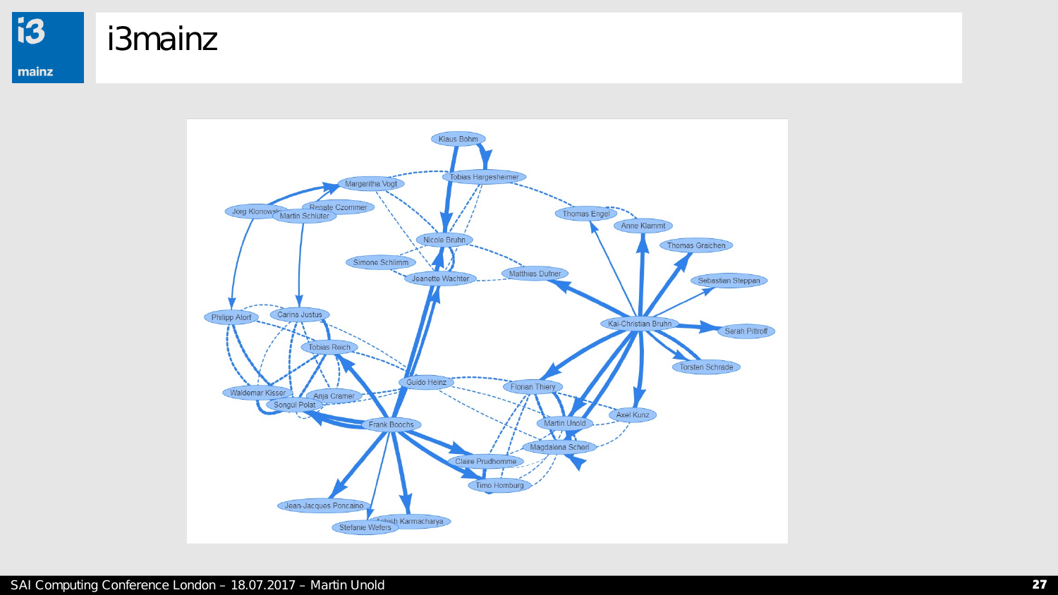# i3mainz

Klaus Bohm

Tobias Hargesheimer

Margaritha Vogt

Jorg Klonowski

Renate Czommer

Martin Schlüter

Thomas Engel

Anne Klammt

Nicole Bruhn

Thomas Graichen

Simone Schlimm

Jeanette Wachter

Matthias Dufner

Sebastian Steppan

Philipp Atorf

Carina Justus

Kai-Christian Bruhn

Sarah Pittroff

Tobias Reich

Torsten Schrade

Guido Heinz

Florian Thiery

Waldemar Kisser

Anja Cramer

Songül Polat

Axel Kunz

Frank Boochs

Martin Unold

Magdalena Scherl

Claire Prudhomme

Timo Homburg

Jean-Jacques Poncaino

Ashish Karmacharya

Stefanie Wefers

SAI Computing Conference London – 18.07.2017 – Martin Unold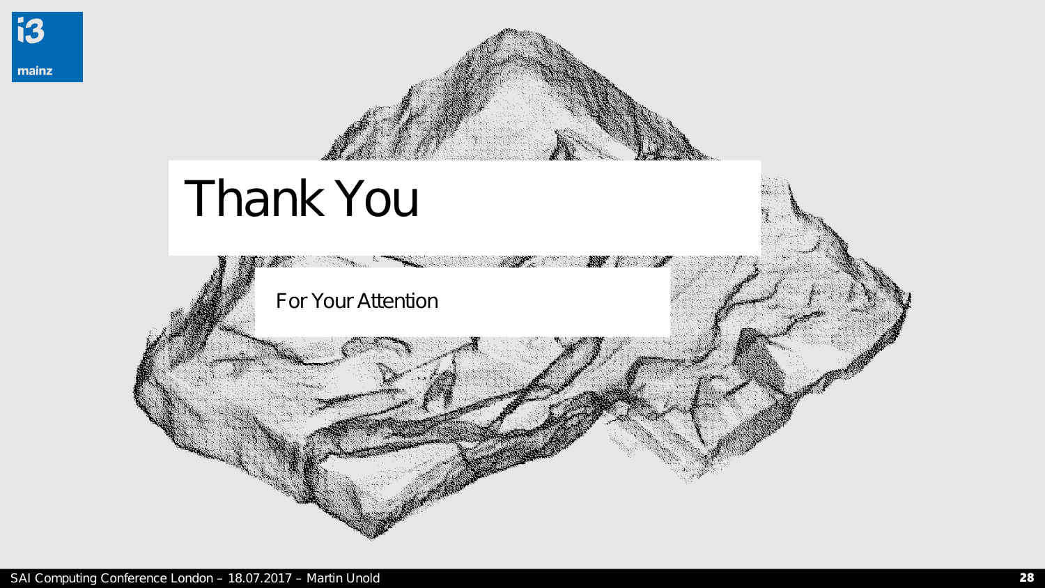# Thank You

For Your Attention